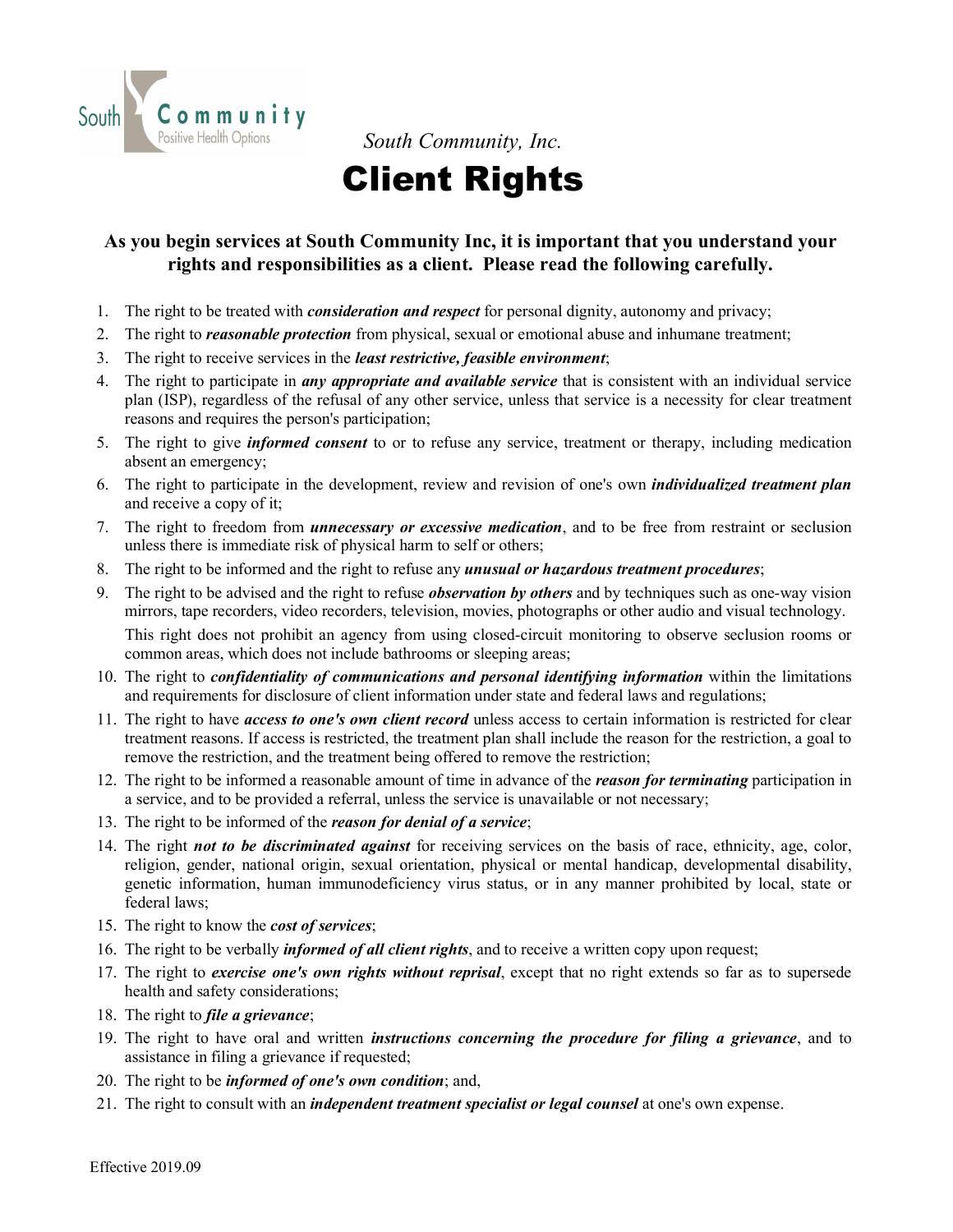South Community, Inc.

# Client Rights

**As you begin services at South Community Inc, it is important that you understand your rights and responsibilities as a client. Please read the following carefully.**

1. The right to be treated with ***consideration and respect*** for personal dignity, autonomy and privacy;
2. The right to ***reasonable protection*** from physical, sexual or emotional abuse and inhumane treatment;
3. The right to receive services in the ***least restrictive, feasible environment***;
4. The right to participate in ***any appropriate and available service*** that is consistent with an individual service plan (ISP), regardless of the refusal of any other service, unless that service is a necessity for clear treatment reasons and requires the person's participation;
5. The right to give ***informed consent*** to or to refuse any service, treatment or therapy, including medication absent an emergency;
6. The right to participate in the development, review and revision of one's own ***individualized treatment plan*** and receive a copy of it;
7. The right to freedom from ***unnecessary or excessive medication***, and to be free from restraint or seclusion unless there is immediate risk of physical harm to self or others;
8. The right to be informed and the right to refuse any ***unusual or hazardous treatment procedures***;
9. The right to be advised and the right to refuse ***observation by others*** and by techniques such as one-way vision mirrors, tape recorders, video recorders, television, movies, photographs or other audio and visual technology.

   This right does not prohibit an agency from using closed-circuit monitoring to observe seclusion rooms or common areas, which does not include bathrooms or sleeping areas;
10. The right to ***confidentiality of communications and personal identifying information*** within the limitations and requirements for disclosure of client information under state and federal laws and regulations;
11. The right to have ***access to one's own client record*** unless access to certain information is restricted for clear treatment reasons. If access is restricted, the treatment plan shall include the reason for the restriction, a goal to remove the restriction, and the treatment being offered to remove the restriction;
12. The right to be informed a reasonable amount of time in advance of the ***reason for terminating*** participation in a service, and to be provided a referral, unless the service is unavailable or not necessary;
13. The right to be informed of the ***reason for denial of a service***;
14. The right ***not to be discriminated against*** for receiving services on the basis of race, ethnicity, age, color, religion, gender, national origin, sexual orientation, physical or mental handicap, developmental disability, genetic information, human immunodeficiency virus status, or in any manner prohibited by local, state or federal laws;
15. The right to know the ***cost of services***;
16. The right to be verbally ***informed of all client rights***, and to receive a written copy upon request;
17. The right to ***exercise one's own rights without reprisal***, except that no right extends so far as to supersede health and safety considerations;
18. The right to ***file a grievance***;
19. The right to have oral and written ***instructions concerning the procedure for filing a grievance***, and to assistance in filing a grievance if requested;
20. The right to be ***informed of one's own condition***; and,
21. The right to consult with an ***independent treatment specialist or legal counsel*** at one's own expense.

Effective 2019.09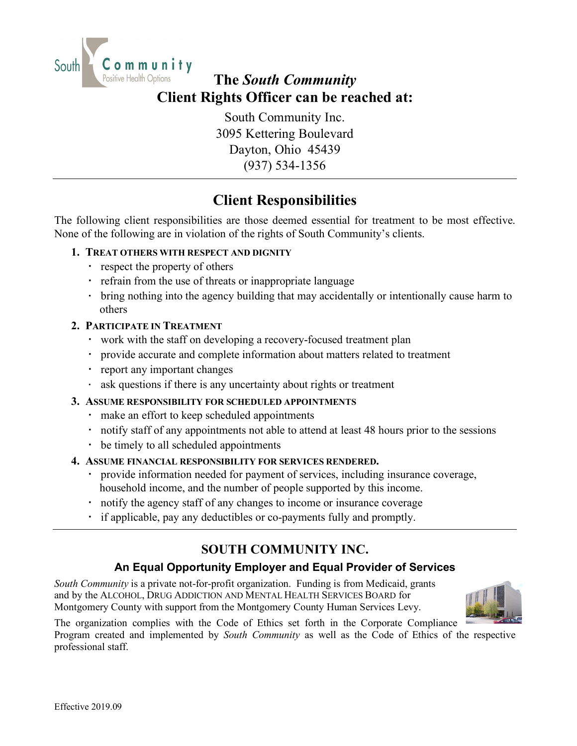South Community
Positive Health Options

# The *South Community* Client Rights Officer can be reached at:

South Community Inc.
3095 Kettering Boulevard
Dayton, Ohio 45439
(937) 534-1356

---

## Client Responsibilities

The following client responsibilities are those deemed essential for treatment to be most effective. None of the following are in violation of the rights of South Community's clients.

1. **TREAT OTHERS WITH RESPECT AND DIGNITY**
   - respect the property of others
   - refrain from the use of threats or inappropriate language
   - bring nothing into the agency building that may accidentally or intentionally cause harm to others
2. **PARTICIPATE IN TREATMENT**
   - work with the staff on developing a recovery-focused treatment plan
   - provide accurate and complete information about matters related to treatment
   - report any important changes
   - ask questions if there is any uncertainty about rights or treatment
3. **ASSUME RESPONSIBILITY FOR SCHEDULED APPOINTMENTS**
   - make an effort to keep scheduled appointments
   - notify staff of any appointments not able to attend at least 48 hours prior to the sessions
   - be timely to all scheduled appointments
4. **ASSUME FINANCIAL RESPONSIBILITY FOR SERVICES RENDERED.**
   - provide information needed for payment of services, including insurance coverage, household income, and the number of people supported by this income.
   - notify the agency staff of any changes to income or insurance coverage
   - if applicable, pay any deductibles or co-payments fully and promptly.

---

## SOUTH COMMUNITY INC.

### An Equal Opportunity Employer and Equal Provider of Services

*South Community* is a private not-for-profit organization. Funding is from Medicaid, grants and by the ALCOHOL, DRUG ADDICTION AND MENTAL HEALTH SERVICES BOARD for Montgomery County with support from the Montgomery County Human Services Levy.

The organization complies with the Code of Ethics set forth in the Corporate Compliance Program created and implemented by *South Community* as well as the Code of Ethics of the respective professional staff.

Effective 2019.09